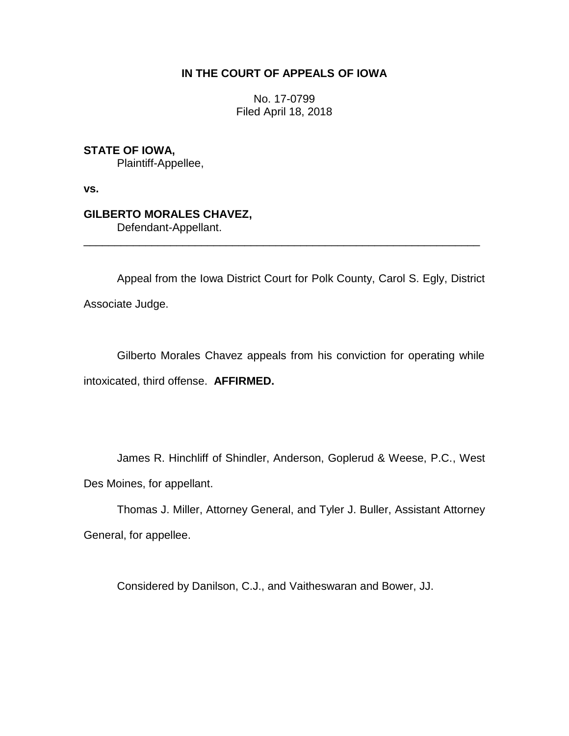**IN THE COURT OF APPEALS OF IOWA**

No. 17-0799
Filed April 18, 2018

**STATE OF IOWA,**
Plaintiff-Appellee,

**vs.**

**GILBERTO MORALES CHAVEZ,**
Defendant-Appellant.

---

Appeal from the Iowa District Court for Polk County, Carol S. Egly, District Associate Judge.

Gilberto Morales Chavez appeals from his conviction for operating while intoxicated, third offense. **AFFIRMED.**

James R. Hinchliff of Shindler, Anderson, Goplerud & Weese, P.C., West Des Moines, for appellant.

Thomas J. Miller, Attorney General, and Tyler J. Buller, Assistant Attorney General, for appellee.

Considered by Danilson, C.J., and Vaitheswaran and Bower, JJ.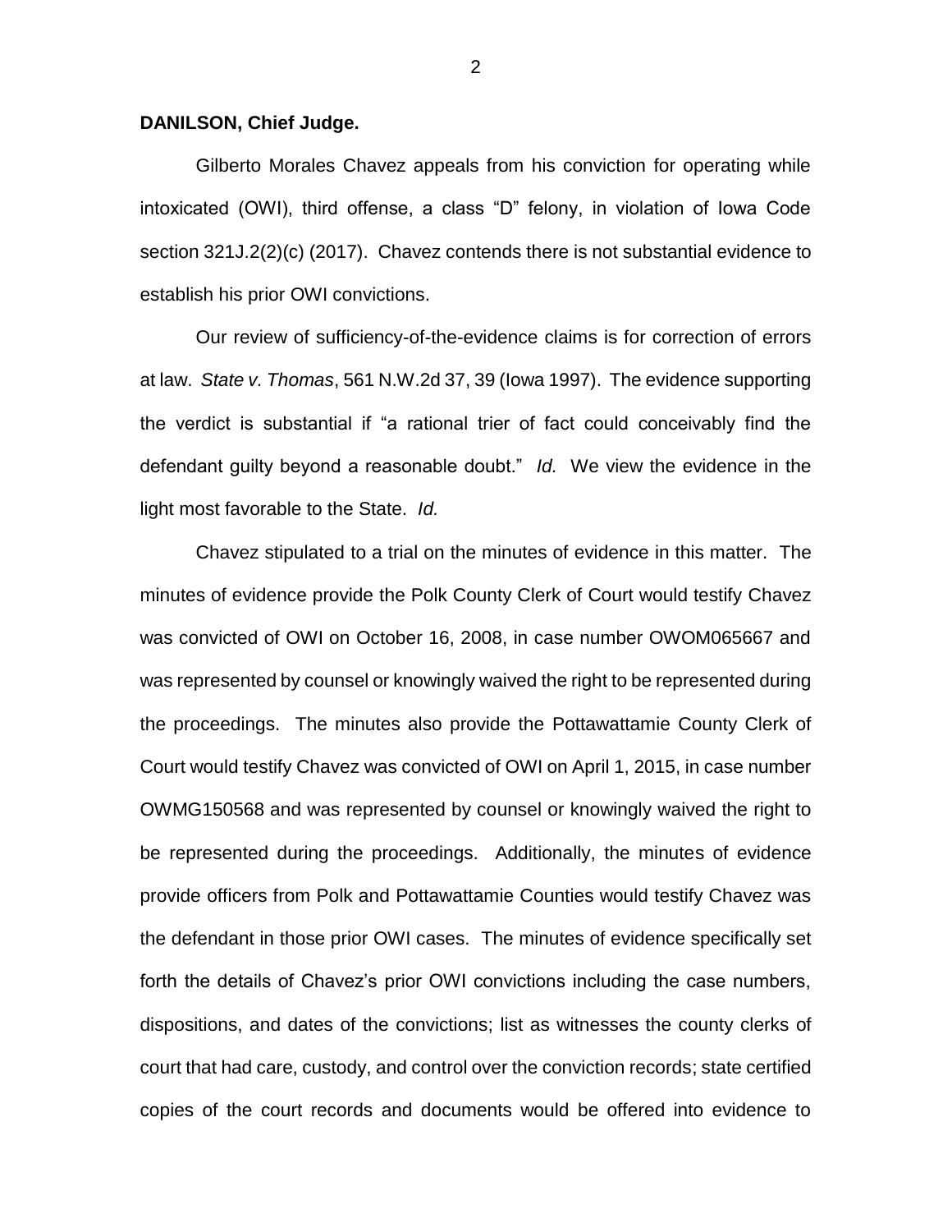**DANILSON, Chief Judge.**

Gilberto Morales Chavez appeals from his conviction for operating while intoxicated (OWI), third offense, a class "D" felony, in violation of Iowa Code section 321J.2(2)(c) (2017). Chavez contends there is not substantial evidence to establish his prior OWI convictions.

Our review of sufficiency-of-the-evidence claims is for correction of errors at law. *State v. Thomas*, 561 N.W.2d 37, 39 (Iowa 1997). The evidence supporting the verdict is substantial if "a rational trier of fact could conceivably find the defendant guilty beyond a reasonable doubt." *Id.* We view the evidence in the light most favorable to the State. *Id.*

Chavez stipulated to a trial on the minutes of evidence in this matter. The minutes of evidence provide the Polk County Clerk of Court would testify Chavez was convicted of OWI on October 16, 2008, in case number OWOM065667 and was represented by counsel or knowingly waived the right to be represented during the proceedings. The minutes also provide the Pottawattamie County Clerk of Court would testify Chavez was convicted of OWI on April 1, 2015, in case number OWMG150568 and was represented by counsel or knowingly waived the right to be represented during the proceedings. Additionally, the minutes of evidence provide officers from Polk and Pottawattamie Counties would testify Chavez was the defendant in those prior OWI cases. The minutes of evidence specifically set forth the details of Chavez's prior OWI convictions including the case numbers, dispositions, and dates of the convictions; list as witnesses the county clerks of court that had care, custody, and control over the conviction records; state certified copies of the court records and documents would be offered into evidence to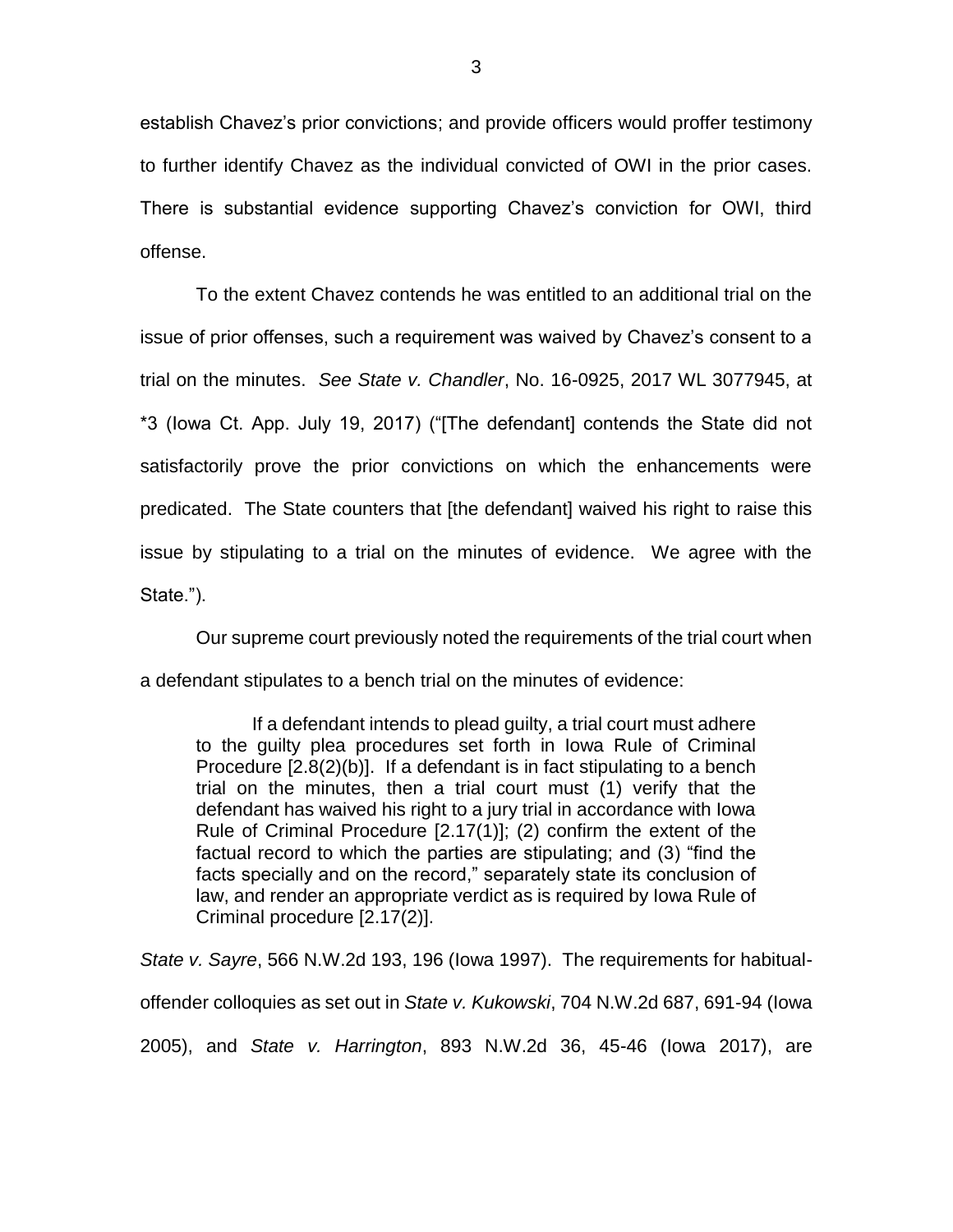establish Chavez's prior convictions; and provide officers would proffer testimony to further identify Chavez as the individual convicted of OWI in the prior cases. There is substantial evidence supporting Chavez's conviction for OWI, third offense.

To the extent Chavez contends he was entitled to an additional trial on the issue of prior offenses, such a requirement was waived by Chavez's consent to a trial on the minutes. *See State v. Chandler*, No. 16-0925, 2017 WL 3077945, at *3 (Iowa Ct. App. July 19, 2017) ("[The defendant] contends the State did not satisfactorily prove the prior convictions on which the enhancements were predicated. The State counters that [the defendant] waived his right to raise this issue by stipulating to a trial on the minutes of evidence. We agree with the State.").

Our supreme court previously noted the requirements of the trial court when a defendant stipulates to a bench trial on the minutes of evidence:

> If a defendant intends to plead guilty, a trial court must adhere to the guilty plea procedures set forth in Iowa Rule of Criminal Procedure [2.8(2)(b)]. If a defendant is in fact stipulating to a bench trial on the minutes, then a trial court must (1) verify that the defendant has waived his right to a jury trial in accordance with Iowa Rule of Criminal Procedure [2.17(1)]; (2) confirm the extent of the factual record to which the parties are stipulating; and (3) "find the facts specially and on the record," separately state its conclusion of law, and render an appropriate verdict as is required by Iowa Rule of Criminal procedure [2.17(2)].

*State v. Sayre*, 566 N.W.2d 193, 196 (Iowa 1997). The requirements for habitual-offender colloquies as set out in *State v. Kukowski*, 704 N.W.2d 687, 691-94 (Iowa 2005), and *State v. Harrington*, 893 N.W.2d 36, 45-46 (Iowa 2017), are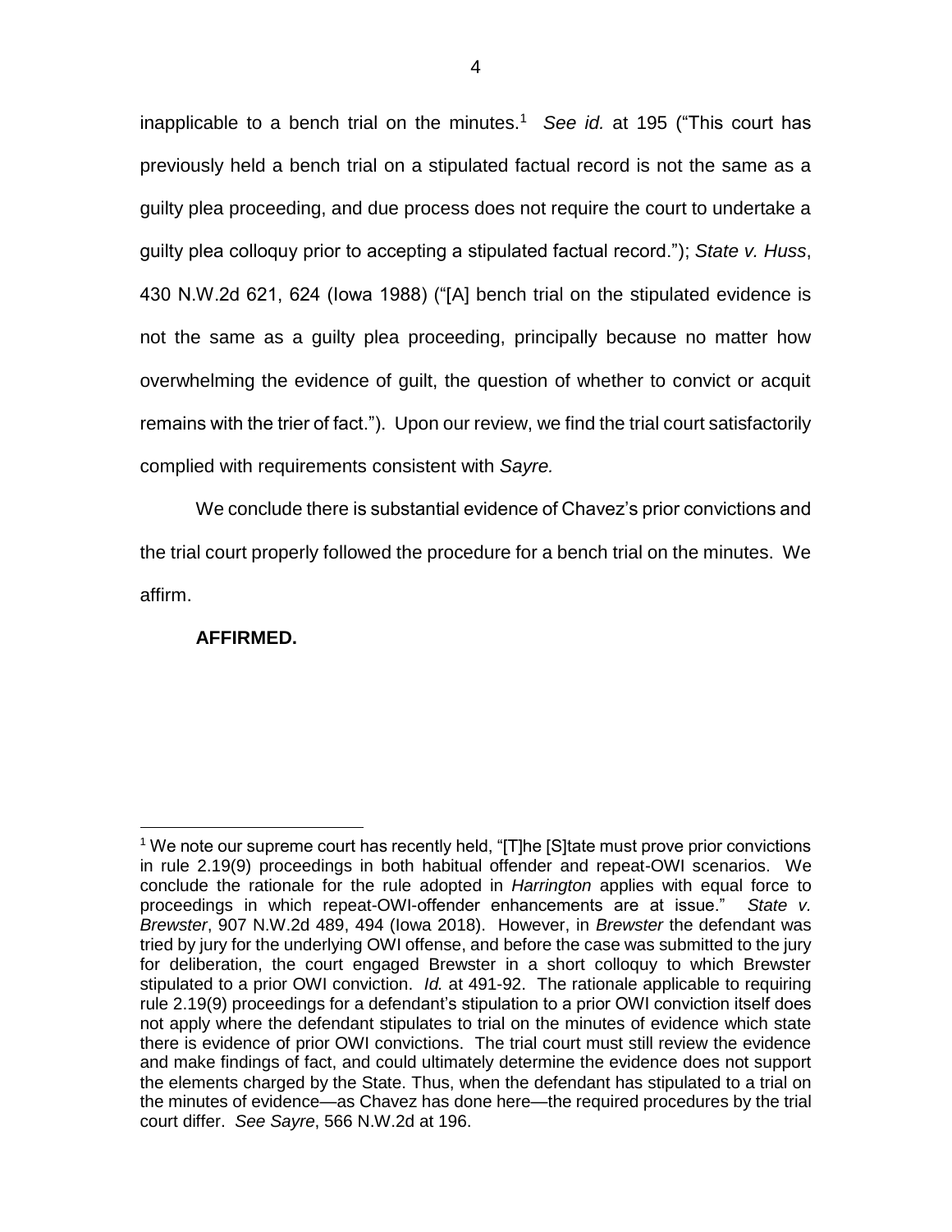inapplicable to a bench trial on the minutes.[1] *See id.* at 195 ("This court has previously held a bench trial on a stipulated factual record is not the same as a guilty plea proceeding, and due process does not require the court to undertake a guilty plea colloquy prior to accepting a stipulated factual record."); *State v. Huss*, 430 N.W.2d 621, 624 (Iowa 1988) ("[A] bench trial on the stipulated evidence is not the same as a guilty plea proceeding, principally because no matter how overwhelming the evidence of guilt, the question of whether to convict or acquit remains with the trier of fact."). Upon our review, we find the trial court satisfactorily complied with requirements consistent with *Sayre.*

We conclude there is substantial evidence of Chavez's prior convictions and the trial court properly followed the procedure for a bench trial on the minutes. We affirm.

**AFFIRMED.**

[1] We note our supreme court has recently held, "[T]he [S]tate must prove prior convictions in rule 2.19(9) proceedings in both habitual offender and repeat-OWI scenarios. We conclude the rationale for the rule adopted in *Harrington* applies with equal force to proceedings in which repeat-OWI-offender enhancements are at issue." *State v. Brewster*, 907 N.W.2d 489, 494 (Iowa 2018). However, in *Brewster* the defendant was tried by jury for the underlying OWI offense, and before the case was submitted to the jury for deliberation, the court engaged Brewster in a short colloquy to which Brewster stipulated to a prior OWI conviction. *Id.* at 491-92. The rationale applicable to requiring rule 2.19(9) proceedings for a defendant's stipulation to a prior OWI conviction itself does not apply where the defendant stipulates to trial on the minutes of evidence which state there is evidence of prior OWI convictions. The trial court must still review the evidence and make findings of fact, and could ultimately determine the evidence does not support the elements charged by the State. Thus, when the defendant has stipulated to a trial on the minutes of evidence—as Chavez has done here—the required procedures by the trial court differ. *See Sayre*, 566 N.W.2d at 196.